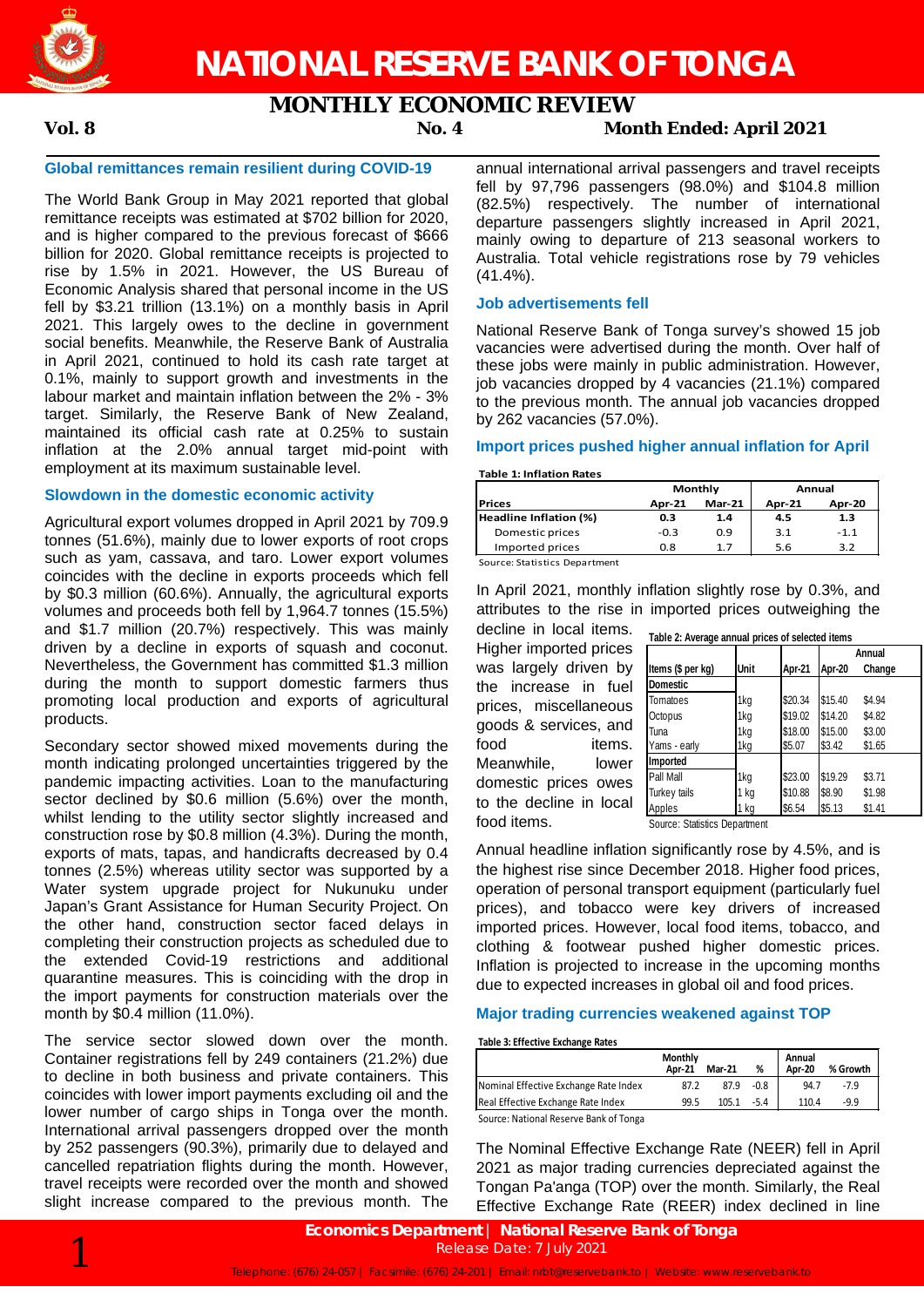# NATIONAL RESERVE BANK OF TONGA

## MONTHLY ECONOMIC REVIEW

**Vol. 8** **No. 4** **Month Ended: April 2021**

### Global remittances remain resilient during COVID-19

The World Bank Group in May 2021 reported that global remittance receipts was estimated at $702 billion for 2020, and is higher compared to the previous forecast of $666 billion for 2020. Global remittance receipts is projected to rise by 1.5% in 2021. However, the US Bureau of Economic Analysis shared that personal income in the US fell by $3.21 trillion (13.1%) on a monthly basis in April 2021. This largely owes to the decline in government social benefits. Meanwhile, the Reserve Bank of Australia in April 2021, continued to hold its cash rate target at 0.1%, mainly to support growth and investments in the labour market and maintain inflation between the 2% - 3% target. Similarly, the Reserve Bank of New Zealand, maintained its official cash rate at 0.25% to sustain inflation at the 2.0% annual target mid-point with employment at its maximum sustainable level.

### Slowdown in the domestic economic activity

Agricultural export volumes dropped in April 2021 by 709.9 tonnes (51.6%), mainly due to lower exports of root crops such as yam, cassava, and taro. Lower export volumes coincides with the decline in exports proceeds which fell by $0.3 million (60.6%). Annually, the agricultural exports volumes and proceeds both fell by 1,964.7 tonnes (15.5%) and $1.7 million (20.7%) respectively. This was mainly driven by a decline in exports of squash and coconut. Nevertheless, the Government has committed $1.3 million during the month to support domestic farmers thus promoting local production and exports of agricultural products.

Secondary sector showed mixed movements during the month indicating prolonged uncertainties triggered by the pandemic impacting activities. Loan to the manufacturing sector declined by $0.6 million (5.6%) over the month, whilst lending to the utility sector slightly increased and construction rose by $0.8 million (4.3%). During the month, exports of mats, tapas, and handicrafts decreased by 0.4 tonnes (2.5%) whereas utility sector was supported by a Water system upgrade project for Nukunuku under Japan's Grant Assistance for Human Security Project. On the other hand, construction sector faced delays in completing their construction projects as scheduled due to the extended Covid-19 restrictions and additional quarantine measures. This is coinciding with the drop in the import payments for construction materials over the month by $0.4 million (11.0%).

The service sector slowed down over the month. Container registrations fell by 249 containers (21.2%) due to decline in both business and private containers. This coincides with lower import payments excluding oil and the lower number of cargo ships in Tonga over the month. International arrival passengers dropped over the month by 252 passengers (90.3%), primarily due to delayed and cancelled repatriation flights during the month. However, travel receipts were recorded over the month and showed slight increase compared to the previous month. The annual international arrival passengers and travel receipts fell by 97,796 passengers (98.0%) and $104.8 million (82.5%) respectively. The number of international departure passengers slightly increased in April 2021, mainly owing to departure of 213 seasonal workers to Australia. Total vehicle registrations rose by 79 vehicles (41.4%).

### Job advertisements fell

National Reserve Bank of Tonga survey's showed 15 job vacancies were advertised during the month. Over half of these jobs were mainly in public administration. However, job vacancies dropped by 4 vacancies (21.1%) compared to the previous month. The annual job vacancies dropped by 262 vacancies (57.0%).

### Import prices pushed higher annual inflation for April

**Table 1: Inflation Rates**

| | Monthly | | Annual | |
|---|---|---|---|---|
| **Prices** | **Apr-21** | **Mar-21** | **Apr-21** | **Apr-20** |
| **Headline Inflation (%)** | **0.3** | **1.4** | **4.5** | **1.3** |
| Domestic prices | -0.3 | 0.9 | 3.1 | -1.1 |
| Imported prices | 0.8 | 1.7 | 5.6 | 3.2 |

Source: Statistics Department

In April 2021, monthly inflation slightly rose by 0.3%, and attributes to the rise in imported prices outweighing the decline in local items. Higher imported prices was largely driven by the increase in fuel prices, miscellaneous goods & services, and food items. Meanwhile, lower domestic prices owes to the decline in local food items.

**Table 2: Average annual prices of selected items**

| Items ($ per kg) | Unit | Apr-21 | Apr-20 | Annual Change |
|---|---|---|---|---|
| **Domestic** | | | | |
| Tomatoes | 1kg | $20.34 | $15.40 | $4.94 |
| Octopus | 1kg | $19.02 | $14.20 | $4.82 |
| Tuna | 1kg | $18.00 | $15.00 | $3.00 |
| Yams - early | 1kg | $5.07 | $3.42 | $1.65 |
| **Imported** | | | | |
| Pall Mall | 1kg | $23.00 | $19.29 | $3.71 |
| Turkey tails | 1 kg | $10.88 | $8.90 | $1.98 |
| Apples | 1 kg | $6.54 | $5.13 | $1.41 |

Source: Statistics Department

Annual headline inflation significantly rose by 4.5%, and is the highest rise since December 2018. Higher food prices, operation of personal transport equipment (particularly fuel prices), and tobacco were key drivers of increased imported prices. However, local food items, tobacco, and clothing & footwear pushed higher domestic prices. Inflation is projected to increase in the upcoming months due to expected increases in global oil and food prices.

### Major trading currencies weakened against TOP

**Table 3: Effective Exchange Rates**

| | Monthly Apr-21 | Mar-21 | % | Annual Apr-20 | % Growth |
|---|---|---|---|---|---|
| Nominal Effective Exchange Rate Index | 87.2 | 87.9 | -0.8 | 94.7 | -7.9 |
| Real Effective Exchange Rate Index | 99.5 | 105.1 | -5.4 | 110.4 | -9.9 |

Source: National Reserve Bank of Tonga

The Nominal Effective Exchange Rate (NEER) fell in April 2021 as major trading currencies depreciated against the Tongan Pa'anga (TOP) over the month. Similarly, the Real Effective Exchange Rate (REER) index declined in line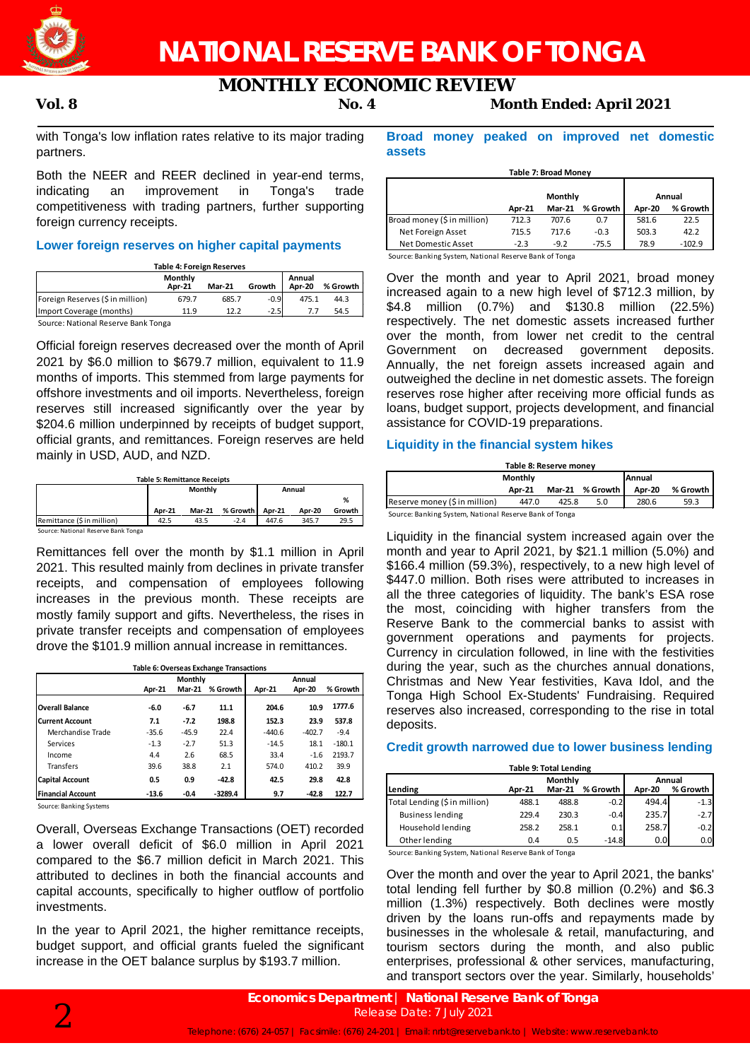with Tonga's low inflation rates relative to its major trading partners.

Both the NEER and REER declined in year-end terms, indicating an improvement in Tonga's trade competitiveness with trading partners, further supporting foreign currency receipts.

### Lower foreign reserves on higher capital payments

**Table 4: Foreign Reserves**

| | Monthly Apr-21 | Mar-21 | Growth | Annual Apr-20 | % Growth |
|---|---|---|---|---|---|
| Foreign Reserves ($ in million) | 679.7 | 685.7 | -0.9 | 475.1 | 44.3 |
| Import Coverage (months) | 11.9 | 12.2 | -2.5 | 7.7 | 54.5 |

Source: National Reserve Bank Tonga

Official foreign reserves decreased over the month of April 2021 by $6.0 million to $679.7 million, equivalent to 11.9 months of imports. This stemmed from large payments for offshore investments and oil imports. Nevertheless, foreign reserves still increased significantly over the year by $204.6 million underpinned by receipts of budget support, official grants, and remittances. Foreign reserves are held mainly in USD, AUD, and NZD.

**Table 5: Remittance Receipts**

| | Monthly | | | Annual | | |
|---|---|---|---|---|---|---|
| | Apr-21 | Mar-21 | % Growth | Apr-21 | Apr-20 | % Growth |
| Remittance ($ in million) | 42.5 | 43.5 | -2.4 | 447.6 | 345.7 | 29.5 |

Source: National Reserve Bank Tonga

Remittances fell over the month by $1.1 million in April 2021. This resulted mainly from declines in private transfer receipts, and compensation of employees following increases in the previous month. These receipts are mostly family support and gifts. Nevertheless, the rises in private transfer receipts and compensation of employees drove the $101.9 million annual increase in remittances.

**Table 6: Overseas Exchange Transactions**

| | Monthly | | | Annual | | |
|---|---|---|---|---|---|---|
| | Apr-21 | Mar-21 | % Growth | Apr-21 | Apr-20 | % Growth |
| **Overall Balance** | **-6.0** | **-6.7** | **11.1** | **204.6** | **10.9** | **1777.6** |
| **Current Account** | **7.1** | **-7.2** | **198.8** | **152.3** | **23.9** | **537.8** |
| Merchandise Trade | -35.6 | -45.9 | 22.4 | -440.6 | -402.7 | -9.4 |
| Services | -1.3 | -2.7 | 51.3 | -14.5 | 18.1 | -180.1 |
| Income | 4.4 | 2.6 | 68.5 | 33.4 | -1.6 | 2193.7 |
| Transfers | 39.6 | 38.8 | 2.1 | 574.0 | 410.2 | 39.9 |
| **Capital Account** | **0.5** | **0.9** | **-42.8** | **42.5** | **29.8** | **42.8** |
| **Financial Account** | **-13.6** | **-0.4** | **-3289.4** | **9.7** | **-42.8** | **122.7** |

Source: Banking Systems

Overall, Overseas Exchange Transactions (OET) recorded a lower overall deficit of $6.0 million in April 2021 compared to the $6.7 million deficit in March 2021. This attributed to declines in both the financial accounts and capital accounts, specifically to higher outflow of portfolio investments.

In the year to April 2021, the higher remittance receipts, budget support, and official grants fueled the significant increase in the OET balance surplus by $193.7 million.

### Broad money peaked on improved net domestic assets

**Table 7: Broad Money**

| | Monthly | | | Annual | |
|---|---|---|---|---|---|
| | Apr-21 | Mar-21 | % Growth | Apr-20 | % Growth |
| Broad money ($ in million) | 712.3 | 707.6 | 0.7 | 581.6 | 22.5 |
| Net Foreign Asset | 715.5 | 717.6 | -0.3 | 503.3 | 42.2 |
| Net Domestic Asset | -2.3 | -9.2 | -75.5 | 78.9 | -102.9 |

Source: Banking System, National Reserve Bank of Tonga

Over the month and year to April 2021, broad money increased again to a new high level of $712.3 million, by $4.8 million (0.7%) and $130.8 million (22.5%) respectively. The net domestic assets increased further over the month, from lower net credit to the central Government on decreased government deposits. Annually, the net foreign assets increased again and outweighed the decline in net domestic assets. The foreign reserves rose higher after receiving more official funds as loans, budget support, projects development, and financial assistance for COVID-19 preparations.

### Liquidity in the financial system hikes

**Table 8: Reserve money**

| | Monthly | | | Annual | |
|---|---|---|---|---|---|
| | Apr-21 | Mar-21 | % Growth | Apr-20 | % Growth |
| Reserve money ($ in million) | 447.0 | 425.8 | 5.0 | 280.6 | 59.3 |

Source: Banking System, National Reserve Bank of Tonga

Liquidity in the financial system increased again over the month and year to April 2021, by $21.1 million (5.0%) and $166.4 million (59.3%), respectively, to a new high level of $447.0 million. Both rises were attributed to increases in all the three categories of liquidity. The bank's ESA rose the most, coinciding with higher transfers from the Reserve Bank to the commercial banks to assist with government operations and payments for projects. Currency in circulation followed, in line with the festivities during the year, such as the churches annual donations, Christmas and New Year festivities, Kava Idol, and the Tonga High School Ex-Students' Fundraising. Required reserves also increased, corresponding to the rise in total deposits.

### Credit growth narrowed due to lower business lending

**Table 9: Total Lending**

| Lending | Monthly Apr-21 | Mar-21 | % Growth | Annual Apr-20 | % Growth |
|---|---|---|---|---|---|
| Total Lending ($ in million) | 488.1 | 488.8 | -0.2 | 494.4 | -1.3 |
| Business lending | 229.4 | 230.3 | -0.4 | 235.7 | -2.7 |
| Household lending | 258.2 | 258.1 | 0.1 | 258.7 | -0.2 |
| Other lending | 0.4 | 0.5 | -14.8 | 0.0 | 0.0 |

Source: Banking System, National Reserve Bank of Tonga

Over the month and over the year to April 2021, the banks' total lending fell further by $0.8 million (0.2%) and $6.3 million (1.3%) respectively. Both declines were mostly driven by the loans run-offs and repayments made by businesses in the wholesale & retail, manufacturing, and tourism sectors during the month, and also public enterprises, professional & other services, manufacturing, and transport sectors over the year. Similarly, households'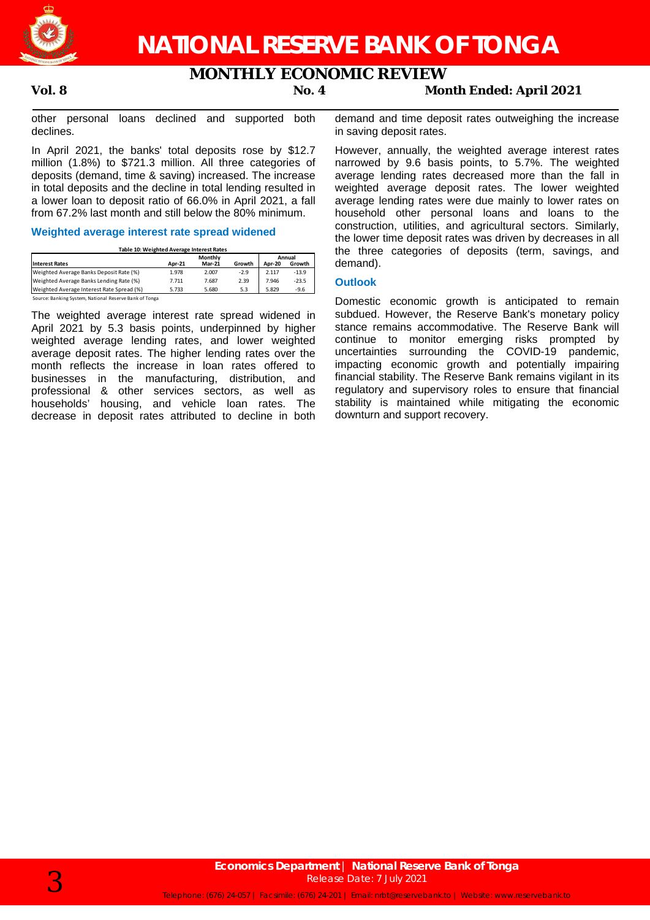other personal loans declined and supported both declines.

In April 2021, the banks' total deposits rose by $12.7 million (1.8%) to $721.3 million. All three categories of deposits (demand, time & saving) increased. The increase in total deposits and the decline in total lending resulted in a lower loan to deposit ratio of 66.0% in April 2021, a fall from 67.2% last month and still below the 80% minimum.

### Weighted average interest rate spread widened

**Table 10: Weighted Average Interest Rates**

| Interest Rates | Apr-21 | Monthly Mar-21 | Growth | Annual Apr-20 | Growth |
|---|---|---|---|---|---|
| Weighted Average Banks Deposit Rate (%) | 1.978 | 2.007 | -2.9 | 2.117 | -13.9 |
| Weighted Average Banks Lending Rate (%) | 7.711 | 7.687 | 2.39 | 7.946 | -23.5 |
| Weighted Average Interest Rate Spread (%) | 5.733 | 5.680 | 5.3 | 5.829 | -9.6 |

Source: Banking System, National Reserve Bank of Tonga

The weighted average interest rate spread widened in April 2021 by 5.3 basis points, underpinned by higher weighted average lending rates, and lower weighted average deposit rates. The higher lending rates over the month reflects the increase in loan rates offered to businesses in the manufacturing, distribution, and professional & other services sectors, as well as households' housing, and vehicle loan rates. The decrease in deposit rates attributed to decline in both demand and time deposit rates outweighing the increase in saving deposit rates.

However, annually, the weighted average interest rates narrowed by 9.6 basis points, to 5.7%. The weighted average lending rates decreased more than the fall in weighted average deposit rates. The lower weighted average lending rates were due mainly to lower rates on household other personal loans and loans to the construction, utilities, and agricultural sectors. Similarly, the lower time deposit rates was driven by decreases in all the three categories of deposits (term, savings, and demand).

### Outlook

Domestic economic growth is anticipated to remain subdued. However, the Reserve Bank's monetary policy stance remains accommodative. The Reserve Bank will continue to monitor emerging risks prompted by uncertainties surrounding the COVID-19 pandemic, impacting economic growth and potentially impairing financial stability. The Reserve Bank remains vigilant in its regulatory and supervisory roles to ensure that financial stability is maintained while mitigating the economic downturn and support recovery.

**Economics Department | National Reserve Bank of Tonga**
*Release Date: 7 July 2021*

Telephone: (676) 24-057 | Facsimile: (676) 24-201 | Email: nrbt@reservebank.to | Website: www.reservebank.to